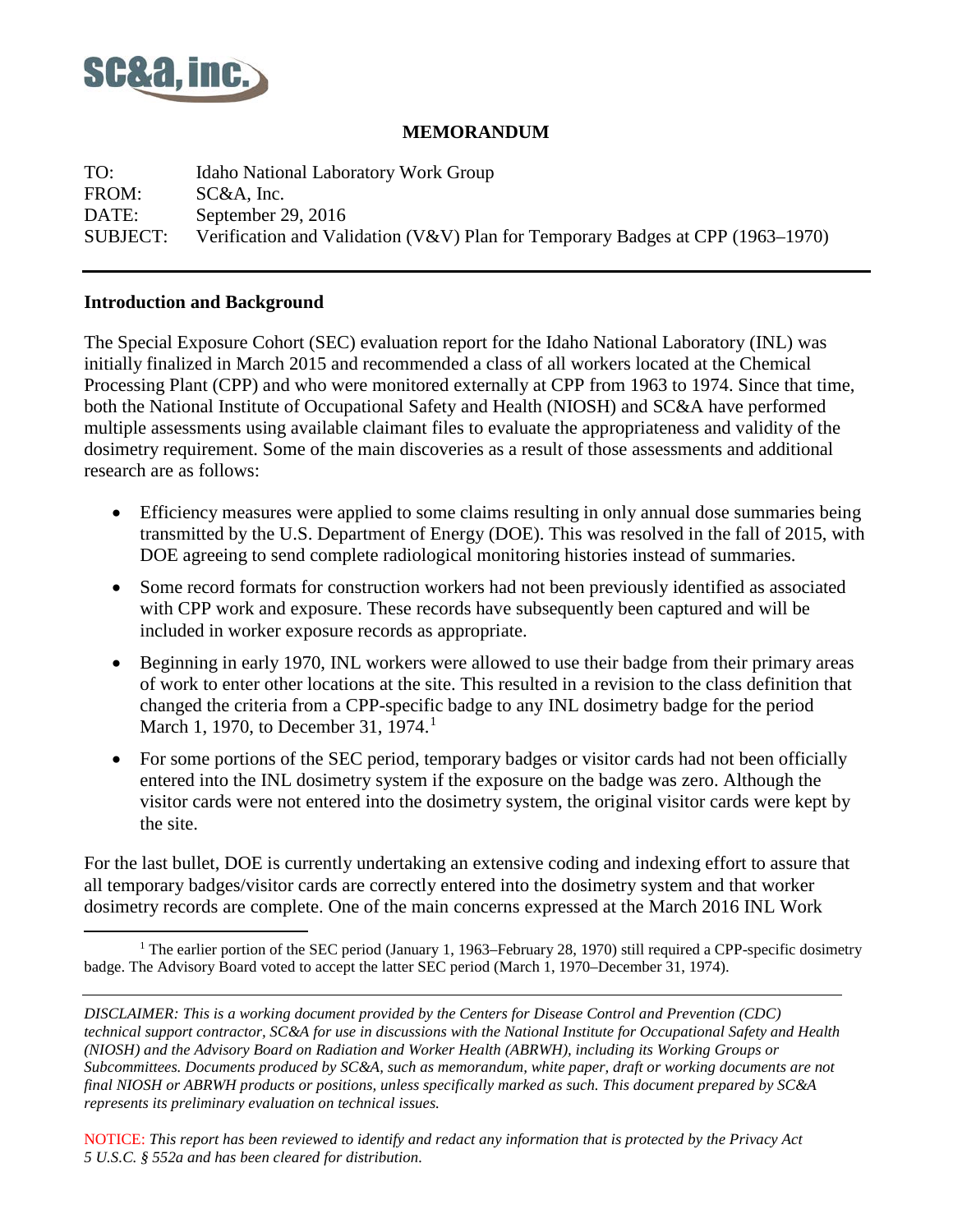**MEMORANDUM**

TO: Idaho National Laboratory Work Group
FROM: SC&A, Inc.
DATE: September 29, 2016
SUBJECT: Verification and Validation (V&V) Plan for Temporary Badges at CPP (1963–1970)

## Introduction and Background

The Special Exposure Cohort (SEC) evaluation report for the Idaho National Laboratory (INL) was initially finalized in March 2015 and recommended a class of all workers located at the Chemical Processing Plant (CPP) and who were monitored externally at CPP from 1963 to 1974. Since that time, both the National Institute of Occupational Safety and Health (NIOSH) and SC&A have performed multiple assessments using available claimant files to evaluate the appropriateness and validity of the dosimetry requirement. Some of the main discoveries as a result of those assessments and additional research are as follows:

- Efficiency measures were applied to some claims resulting in only annual dose summaries being transmitted by the U.S. Department of Energy (DOE). This was resolved in the fall of 2015, with DOE agreeing to send complete radiological monitoring histories instead of summaries.
- Some record formats for construction workers had not been previously identified as associated with CPP work and exposure. These records have subsequently been captured and will be included in worker exposure records as appropriate.
- Beginning in early 1970, INL workers were allowed to use their badge from their primary areas of work to enter other locations at the site. This resulted in a revision to the class definition that changed the criteria from a CPP-specific badge to any INL dosimetry badge for the period March 1, 1970, to December 31, 1974.[1]
- For some portions of the SEC period, temporary badges or visitor cards had not been officially entered into the INL dosimetry system if the exposure on the badge was zero. Although the visitor cards were not entered into the dosimetry system, the original visitor cards were kept by the site.

For the last bullet, DOE is currently undertaking an extensive coding and indexing effort to assure that all temporary badges/visitor cards are correctly entered into the dosimetry system and that worker dosimetry records are complete. One of the main concerns expressed at the March 2016 INL Work

[1] The earlier portion of the SEC period (January 1, 1963–February 28, 1970) still required a CPP-specific dosimetry badge. The Advisory Board voted to accept the latter SEC period (March 1, 1970–December 31, 1974).

*DISCLAIMER: This is a working document provided by the Centers for Disease Control and Prevention (CDC) technical support contractor, SC&A for use in discussions with the National Institute for Occupational Safety and Health (NIOSH) and the Advisory Board on Radiation and Worker Health (ABRWH), including its Working Groups or Subcommittees. Documents produced by SC&A, such as memorandum, white paper, draft or working documents are not final NIOSH or ABRWH products or positions, unless specifically marked as such. This document prepared by SC&A represents its preliminary evaluation on technical issues.*

NOTICE: *This report has been reviewed to identify and redact any information that is protected by the Privacy Act 5 U.S.C. § 552a and has been cleared for distribution.*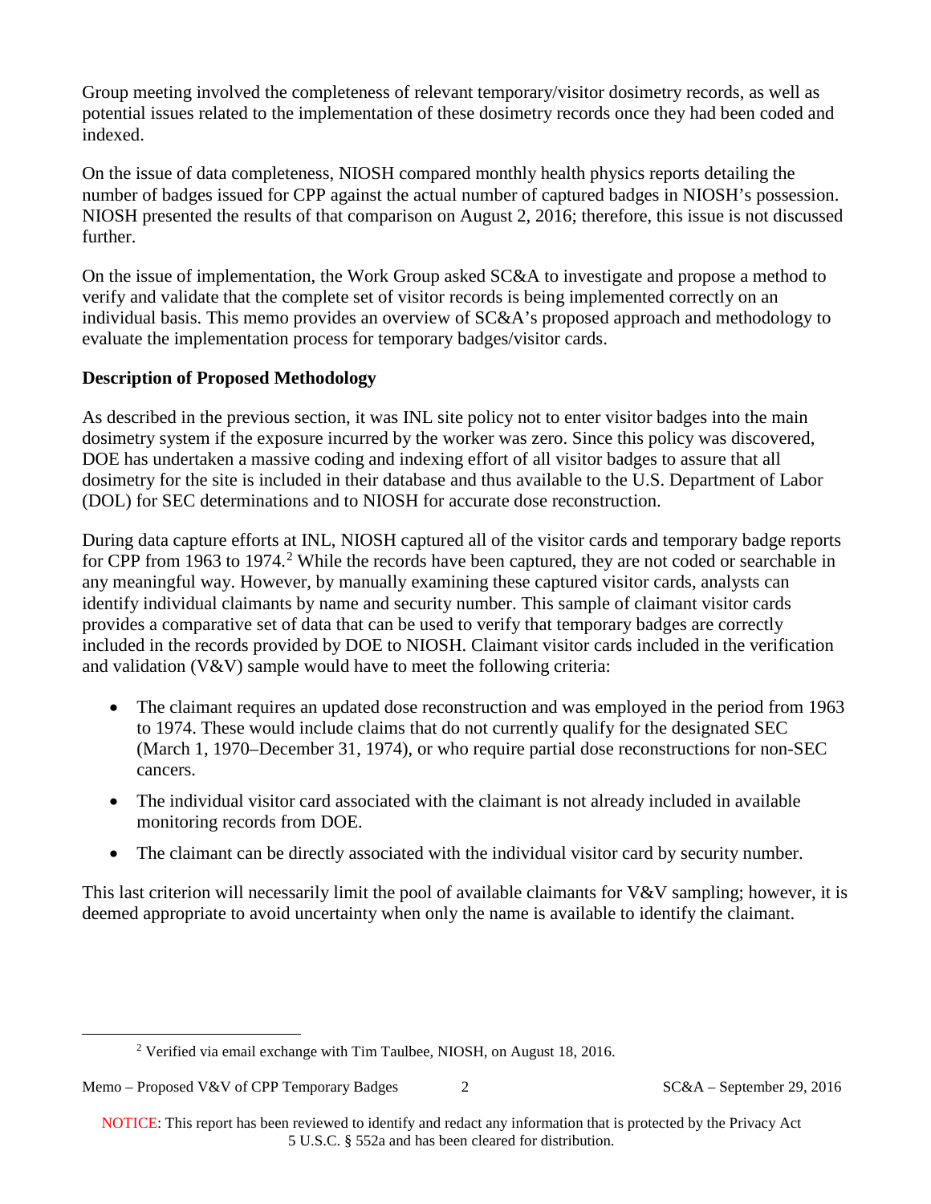Group meeting involved the completeness of relevant temporary/visitor dosimetry records, as well as potential issues related to the implementation of these dosimetry records once they had been coded and indexed.

On the issue of data completeness, NIOSH compared monthly health physics reports detailing the number of badges issued for CPP against the actual number of captured badges in NIOSH's possession. NIOSH presented the results of that comparison on August 2, 2016; therefore, this issue is not discussed further.

On the issue of implementation, the Work Group asked SC&A to investigate and propose a method to verify and validate that the complete set of visitor records is being implemented correctly on an individual basis. This memo provides an overview of SC&A's proposed approach and methodology to evaluate the implementation process for temporary badges/visitor cards.

**Description of Proposed Methodology**

As described in the previous section, it was INL site policy not to enter visitor badges into the main dosimetry system if the exposure incurred by the worker was zero. Since this policy was discovered, DOE has undertaken a massive coding and indexing effort of all visitor badges to assure that all dosimetry for the site is included in their database and thus available to the U.S. Department of Labor (DOL) for SEC determinations and to NIOSH for accurate dose reconstruction.

During data capture efforts at INL, NIOSH captured all of the visitor cards and temporary badge reports for CPP from 1963 to 1974.[2] While the records have been captured, they are not coded or searchable in any meaningful way. However, by manually examining these captured visitor cards, analysts can identify individual claimants by name and security number. This sample of claimant visitor cards provides a comparative set of data that can be used to verify that temporary badges are correctly included in the records provided by DOE to NIOSH. Claimant visitor cards included in the verification and validation (V&V) sample would have to meet the following criteria:

- The claimant requires an updated dose reconstruction and was employed in the period from 1963 to 1974. These would include claims that do not currently qualify for the designated SEC (March 1, 1970–December 31, 1974), or who require partial dose reconstructions for non-SEC cancers.
- The individual visitor card associated with the claimant is not already included in available monitoring records from DOE.
- The claimant can be directly associated with the individual visitor card by security number.

This last criterion will necessarily limit the pool of available claimants for V&V sampling; however, it is deemed appropriate to avoid uncertainty when only the name is available to identify the claimant.

[2] Verified via email exchange with Tim Taulbee, NIOSH, on August 18, 2016.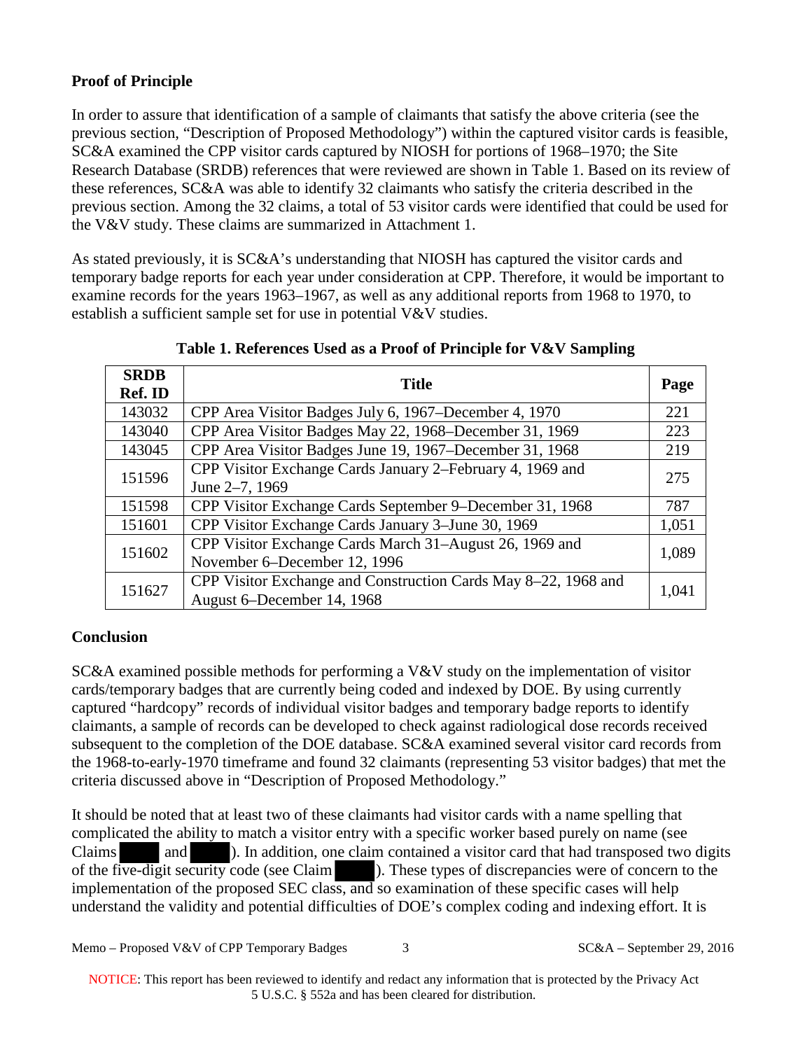**Proof of Principle**

In order to assure that identification of a sample of claimants that satisfy the above criteria (see the previous section, "Description of Proposed Methodology") within the captured visitor cards is feasible, SC&A examined the CPP visitor cards captured by NIOSH for portions of 1968–1970; the Site Research Database (SRDB) references that were reviewed are shown in Table 1. Based on its review of these references, SC&A was able to identify 32 claimants who satisfy the criteria described in the previous section. Among the 32 claims, a total of 53 visitor cards were identified that could be used for the V&V study. These claims are summarized in Attachment 1.

As stated previously, it is SC&A's understanding that NIOSH has captured the visitor cards and temporary badge reports for each year under consideration at CPP. Therefore, it would be important to examine records for the years 1963–1967, as well as any additional reports from 1968 to 1970, to establish a sufficient sample set for use in potential V&V studies.

**Table 1. References Used as a Proof of Principle for V&V Sampling**

| SRDB Ref. ID | Title | Page |
|---|---|---|
| 143032 | CPP Area Visitor Badges July 6, 1967–December 4, 1970 | 221 |
| 143040 | CPP Area Visitor Badges May 22, 1968–December 31, 1969 | 223 |
| 143045 | CPP Area Visitor Badges June 19, 1967–December 31, 1968 | 219 |
| 151596 | CPP Visitor Exchange Cards January 2–February 4, 1969 and June 2–7, 1969 | 275 |
| 151598 | CPP Visitor Exchange Cards September 9–December 31, 1968 | 787 |
| 151601 | CPP Visitor Exchange Cards January 3–June 30, 1969 | 1,051 |
| 151602 | CPP Visitor Exchange Cards March 31–August 26, 1969 and November 6–December 12, 1996 | 1,089 |
| 151627 | CPP Visitor Exchange and Construction Cards May 8–22, 1968 and August 6–December 14, 1968 | 1,041 |

**Conclusion**

SC&A examined possible methods for performing a V&V study on the implementation of visitor cards/temporary badges that are currently being coded and indexed by DOE. By using currently captured "hardcopy" records of individual visitor badges and temporary badge reports to identify claimants, a sample of records can be developed to check against radiological dose records received subsequent to the completion of the DOE database. SC&A examined several visitor card records from the 1968-to-early-1970 timeframe and found 32 claimants (representing 53 visitor badges) that met the criteria discussed above in "Description of Proposed Methodology."

It should be noted that at least two of these claimants had visitor cards with a name spelling that complicated the ability to match a visitor entry with a specific worker based purely on name (see Claims ████ and ████). In addition, one claim contained a visitor card that had transposed two digits of the five-digit security code (see Claim ████). These types of discrepancies were of concern to the implementation of the proposed SEC class, and so examination of these specific cases will help understand the validity and potential difficulties of DOE's complex coding and indexing effort. It is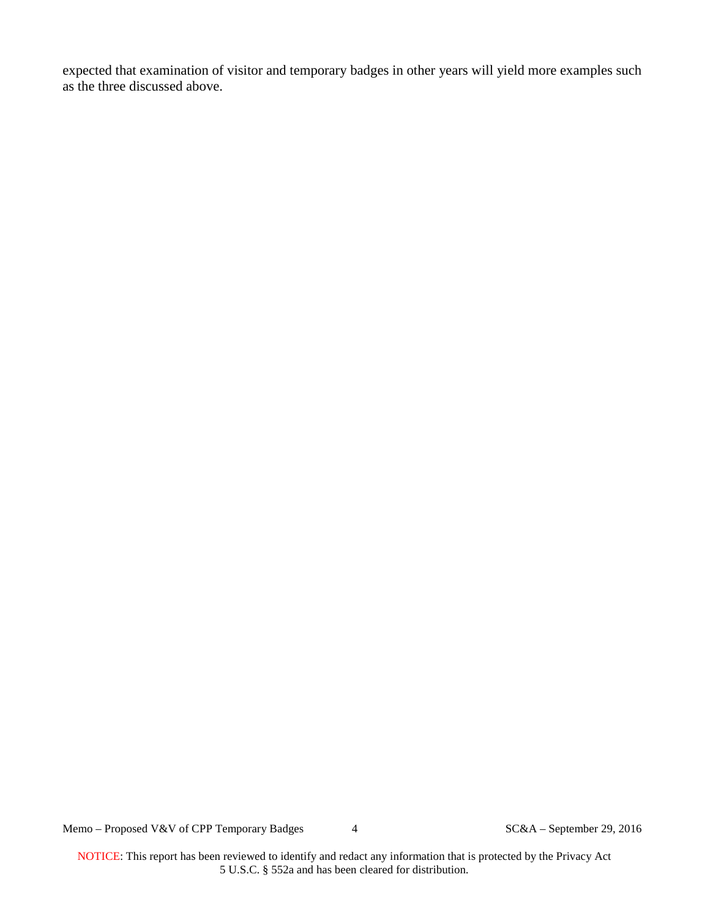expected that examination of visitor and temporary badges in other years will yield more examples such as the three discussed above.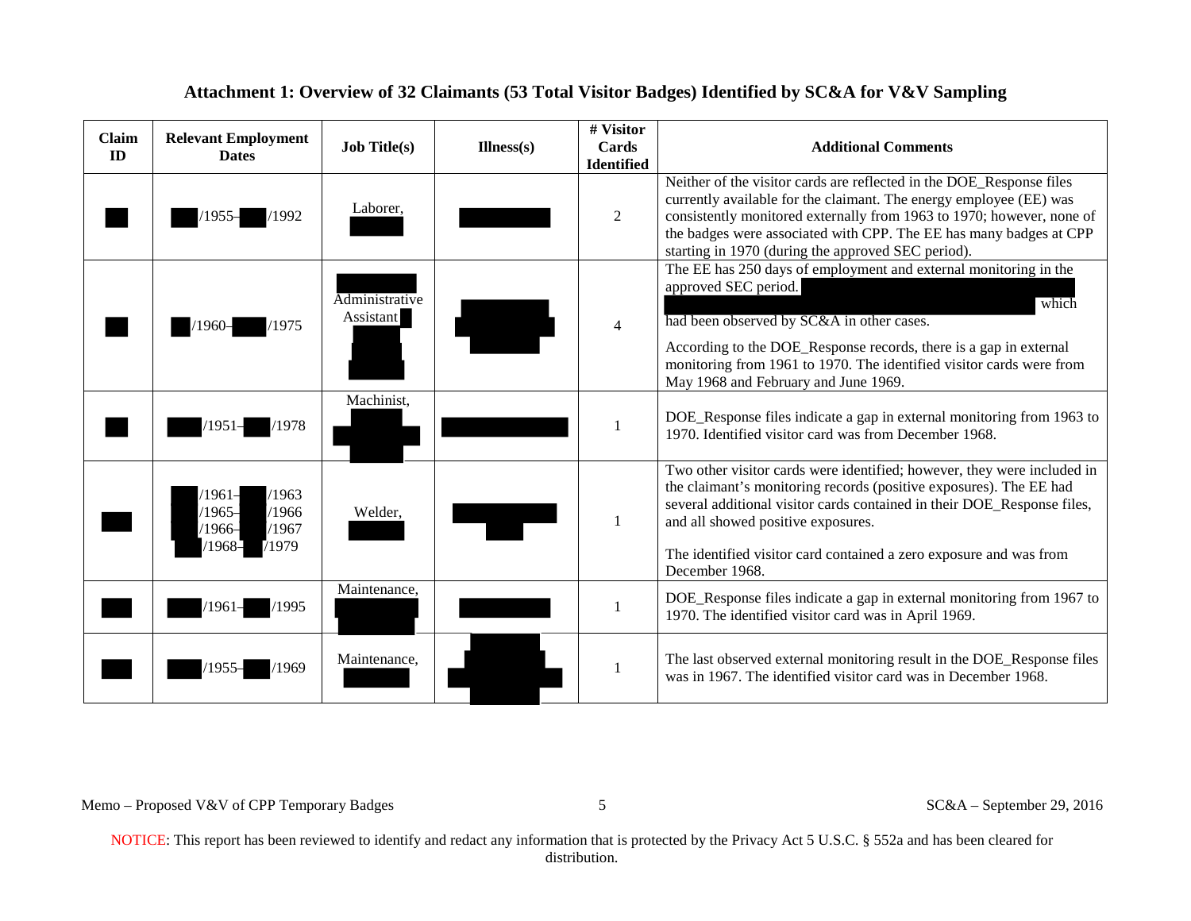**Attachment 1: Overview of 32 Claimants (53 Total Visitor Badges) Identified by SC&A for V&V Sampling**

| Claim ID | Relevant Employment Dates | Job Title(s) | Illness(s) | # Visitor Cards Identified | Additional Comments |
|---|---|---|---|---|---|
| | /1955– /1992 | Laborer, | | 2 | Neither of the visitor cards are reflected in the DOE_Response files currently available for the claimant. The energy employee (EE) was consistently monitored externally from 1963 to 1970; however, none of the badges were associated with CPP. The EE has many badges at CPP starting in 1970 (during the approved SEC period). |
| | /1960– /1975 | Administrative Assistant | | 4 | The EE has 250 days of employment and external monitoring in the approved SEC period. which had been observed by SC&A in other cases. According to the DOE_Response records, there is a gap in external monitoring from 1961 to 1970. The identified visitor cards were from May 1968 and February and June 1969. |
| | /1951– /1978 | Machinist, | | 1 | DOE_Response files indicate a gap in external monitoring from 1963 to 1970. Identified visitor card was from December 1968. |
| | /1961– /1963 /1965– /1966 /1966– /1967 /1968– /1979 | Welder, | | 1 | Two other visitor cards were identified; however, they were included in the claimant's monitoring records (positive exposures). The EE had several additional visitor cards contained in their DOE_Response files, and all showed positive exposures. The identified visitor card contained a zero exposure and was from December 1968. |
| | /1961– /1995 | Maintenance, | | 1 | DOE_Response files indicate a gap in external monitoring from 1967 to 1970. The identified visitor card was in April 1969. |
| | /1955– /1969 | Maintenance, | | 1 | The last observed external monitoring result in the DOE_Response files was in 1967. The identified visitor card was in December 1968. |

NOTICE: This report has been reviewed to identify and redact any information that is protected by the Privacy Act 5 U.S.C. § 552a and has been cleared for distribution.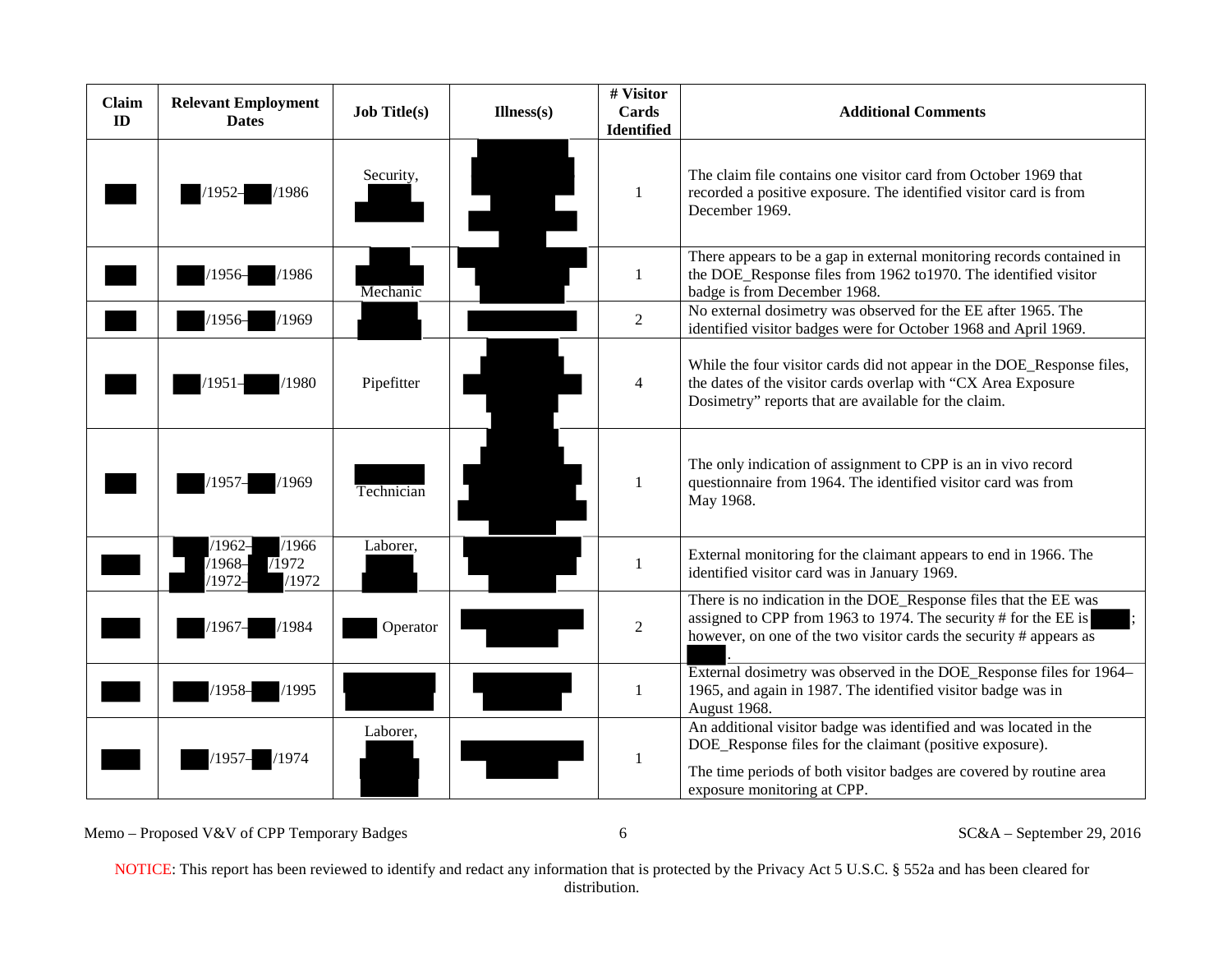| Claim ID | Relevant Employment Dates | Job Title(s) | Illness(s) | # Visitor Cards Identified | Additional Comments |
|---|---|---|---|---|---|
| | /1952– /1986 | Security, | | 1 | The claim file contains one visitor card from October 1969 that recorded a positive exposure. The identified visitor card is from December 1969. |
| | /1956– /1986 | Mechanic | | 1 | There appears to be a gap in external monitoring records contained in the DOE_Response files from 1962 to1970. The identified visitor badge is from December 1968. |
| | /1956– /1969 | | | 2 | No external dosimetry was observed for the EE after 1965. The identified visitor badges were for October 1968 and April 1969. |
| | /1951– /1980 | Pipefitter | | 4 | While the four visitor cards did not appear in the DOE_Response files, the dates of the visitor cards overlap with "CX Area Exposure Dosimetry" reports that are available for the claim. |
| | /1957– /1969 | Technician | | 1 | The only indication of assignment to CPP is an in vivo record questionnaire from 1964. The identified visitor card was from May 1968. |
| | /1962– /1966<br>/1968– /1972<br>/1972– /1972 | Laborer, | | 1 | External monitoring for the claimant appears to end in 1966. The identified visitor card was in January 1969. |
| | /1967– /1984 | Operator | | 2 | There is no indication in the DOE_Response files that the EE was assigned to CPP from 1963 to 1974. The security # for the EE is ; however, on one of the two visitor cards the security # appears as . |
| | /1958– /1995 | | | 1 | External dosimetry was observed in the DOE_Response files for 1964–1965, and again in 1987. The identified visitor badge was in August 1968. |
| | /1957– /1974 | Laborer, | | 1 | An additional visitor badge was identified and was located in the DOE_Response files for the claimant (positive exposure).<br><br>The time periods of both visitor badges are covered by routine area exposure monitoring at CPP. |

NOTICE: This report has been reviewed to identify and redact any information that is protected by the Privacy Act 5 U.S.C. § 552a and has been cleared for distribution.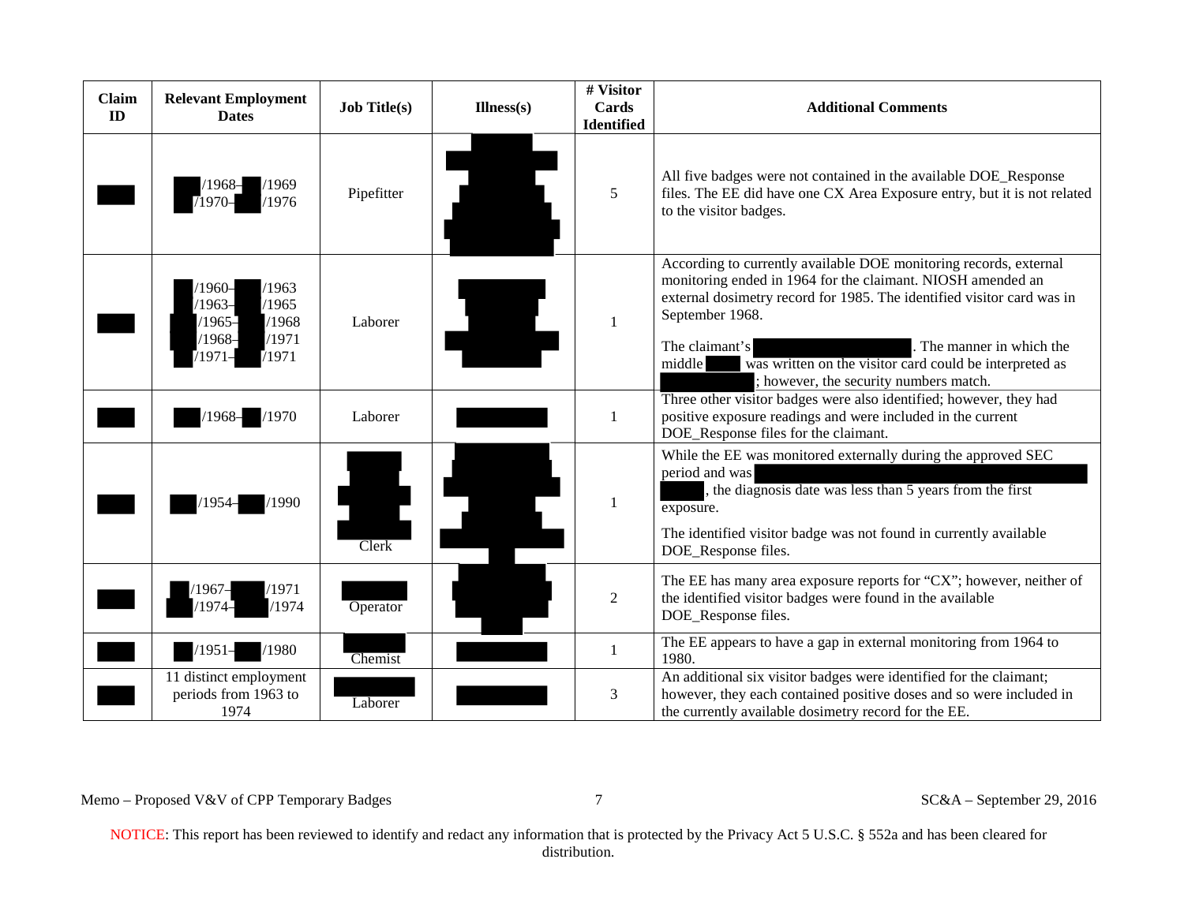| Claim ID | Relevant Employment Dates | Job Title(s) | Illness(s) | # Visitor Cards Identified | Additional Comments |
|---|---|---|---|---|---|
| | /1968– /1969<br>/1970– /1976 | Pipefitter | | 5 | All five badges were not contained in the available DOE_Response files. The EE did have one CX Area Exposure entry, but it is not related to the visitor badges. |
| | /1960– /1963<br>/1963– /1965<br>/1965– /1968<br>/1968– /1971<br>/1971– /1971 | Laborer | | 1 | According to currently available DOE monitoring records, external monitoring ended in 1964 for the claimant. NIOSH amended an external dosimetry record for 1985. The identified visitor card was in September 1968.<br><br>The claimant's . The manner in which the middle was written on the visitor card could be interpreted as ; however, the security numbers match. |
| | /1968– /1970 | Laborer | | 1 | Three other visitor badges were also identified; however, they had positive exposure readings and were included in the current DOE_Response files for the claimant. |
| | /1954– /1990 | Clerk | | 1 | While the EE was monitored externally during the approved SEC period and was , the diagnosis date was less than 5 years from the first exposure.<br><br>The identified visitor badge was not found in currently available DOE_Response files. |
| | /1967– /1971<br>/1974– /1974 | Operator | | 2 | The EE has many area exposure reports for "CX"; however, neither of the identified visitor badges were found in the available DOE_Response files. |
| | /1951– /1980 | Chemist | | 1 | The EE appears to have a gap in external monitoring from 1964 to 1980. |
| | 11 distinct employment periods from 1963 to 1974 | Laborer | | 3 | An additional six visitor badges were identified for the claimant; however, they each contained positive doses and so were included in the currently available dosimetry record for the EE. |

NOTICE: This report has been reviewed to identify and redact any information that is protected by the Privacy Act 5 U.S.C. § 552a and has been cleared for distribution.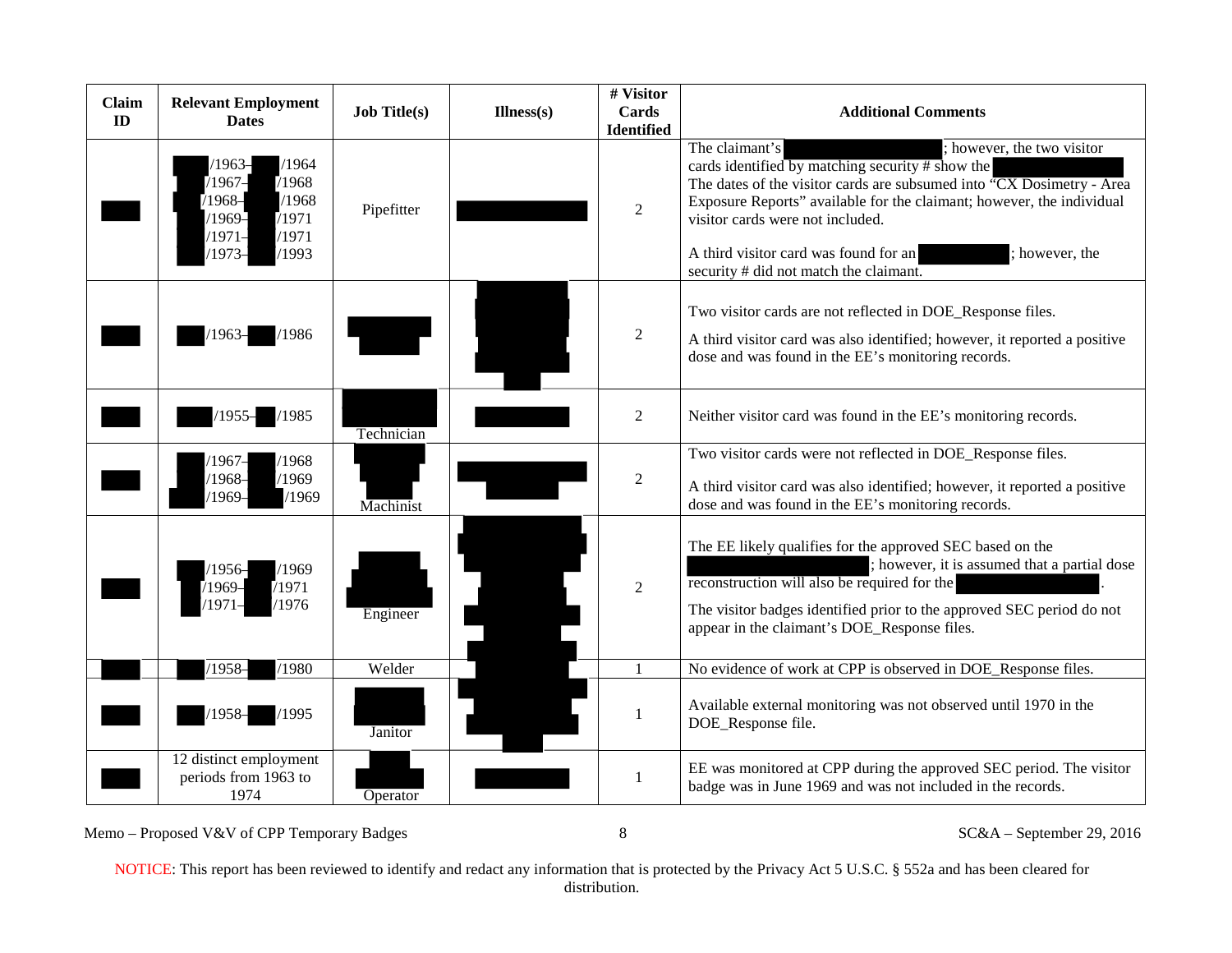| Claim ID | Relevant Employment Dates | Job Title(s) | Illness(s) | # Visitor Cards Identified | Additional Comments |
|---|---|---|---|---|---|
| | /1963– /1964<br>/1967– /1968<br>/1968– /1968<br>/1969– /1971<br>/1971– /1971<br>/1973– /1993 | Pipefitter | | 2 | The claimant's ; however, the two visitor cards identified by matching security # show the The dates of the visitor cards are subsumed into "CX Dosimetry - Area Exposure Reports" available for the claimant; however, the individual visitor cards were not included.<br><br>A third visitor card was found for an ; however, the security # did not match the claimant. |
| | /1963– /1986 | | | 2 | Two visitor cards are not reflected in DOE_Response files.<br><br>A third visitor card was also identified; however, it reported a positive dose and was found in the EE's monitoring records. |
| | /1955– /1985 | Technician | | 2 | Neither visitor card was found in the EE's monitoring records. |
| | /1967– /1968<br>/1968– /1969<br>/1969– /1969 | Machinist | | 2 | Two visitor cards were not reflected in DOE_Response files.<br><br>A third visitor card was also identified; however, it reported a positive dose and was found in the EE's monitoring records. |
| | /1956– /1969<br>/1969– /1971<br>/1971– /1976 | Engineer | | 2 | The EE likely qualifies for the approved SEC based on the ; however, it is assumed that a partial dose reconstruction will also be required for the .<br><br>The visitor badges identified prior to the approved SEC period do not appear in the claimant's DOE_Response files. |
| | /1958– /1980 | Welder | | 1 | No evidence of work at CPP is observed in DOE_Response files. |
| | /1958– /1995 | Janitor | | 1 | Available external monitoring was not observed until 1970 in the DOE_Response file. |
| | 12 distinct employment periods from 1963 to 1974 | Operator | | 1 | EE was monitored at CPP during the approved SEC period. The visitor badge was in June 1969 and was not included in the records. |

NOTICE: This report has been reviewed to identify and redact any information that is protected by the Privacy Act 5 U.S.C. § 552a and has been cleared for distribution.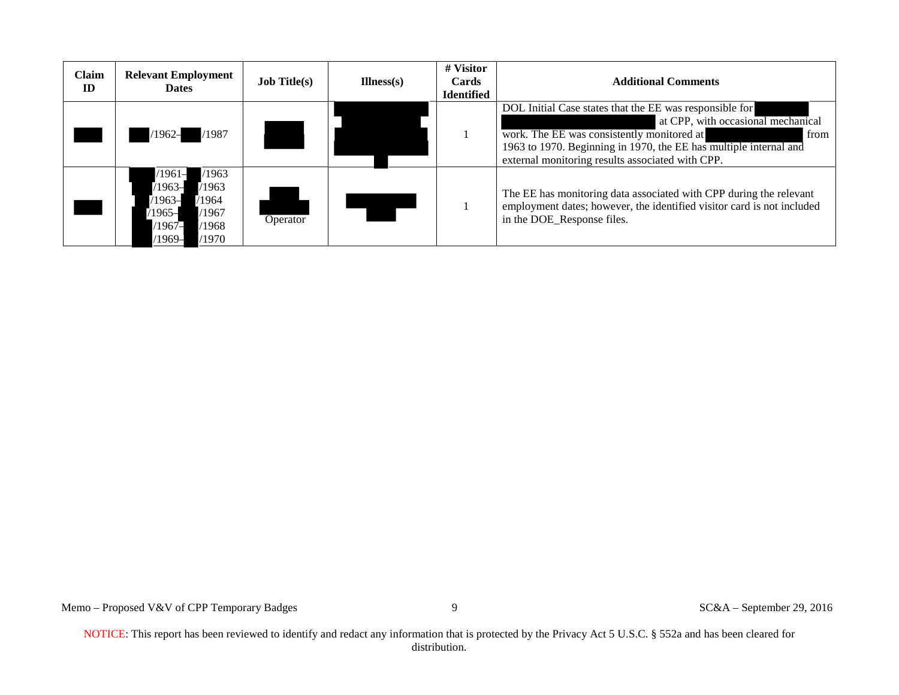| Claim ID | Relevant Employment Dates | Job Title(s) | Illness(s) | # Visitor Cards Identified | Additional Comments |
|---|---|---|---|---|---|
| | /1962– /1987 | | | 1 | DOL Initial Case states that the EE was responsible for at CPP, with occasional mechanical work. The EE was consistently monitored at from 1963 to 1970. Beginning in 1970, the EE has multiple internal and external monitoring results associated with CPP. |
| | /1961– /1963<br>/1963– /1963<br>/1963– /1964<br>/1965– /1967<br>/1967– /1968<br>/1969– /1970 | Operator | | 1 | The EE has monitoring data associated with CPP during the relevant employment dates; however, the identified visitor card is not included in the DOE_Response files. |

NOTICE: This report has been reviewed to identify and redact any information that is protected by the Privacy Act 5 U.S.C. § 552a and has been cleared for distribution.